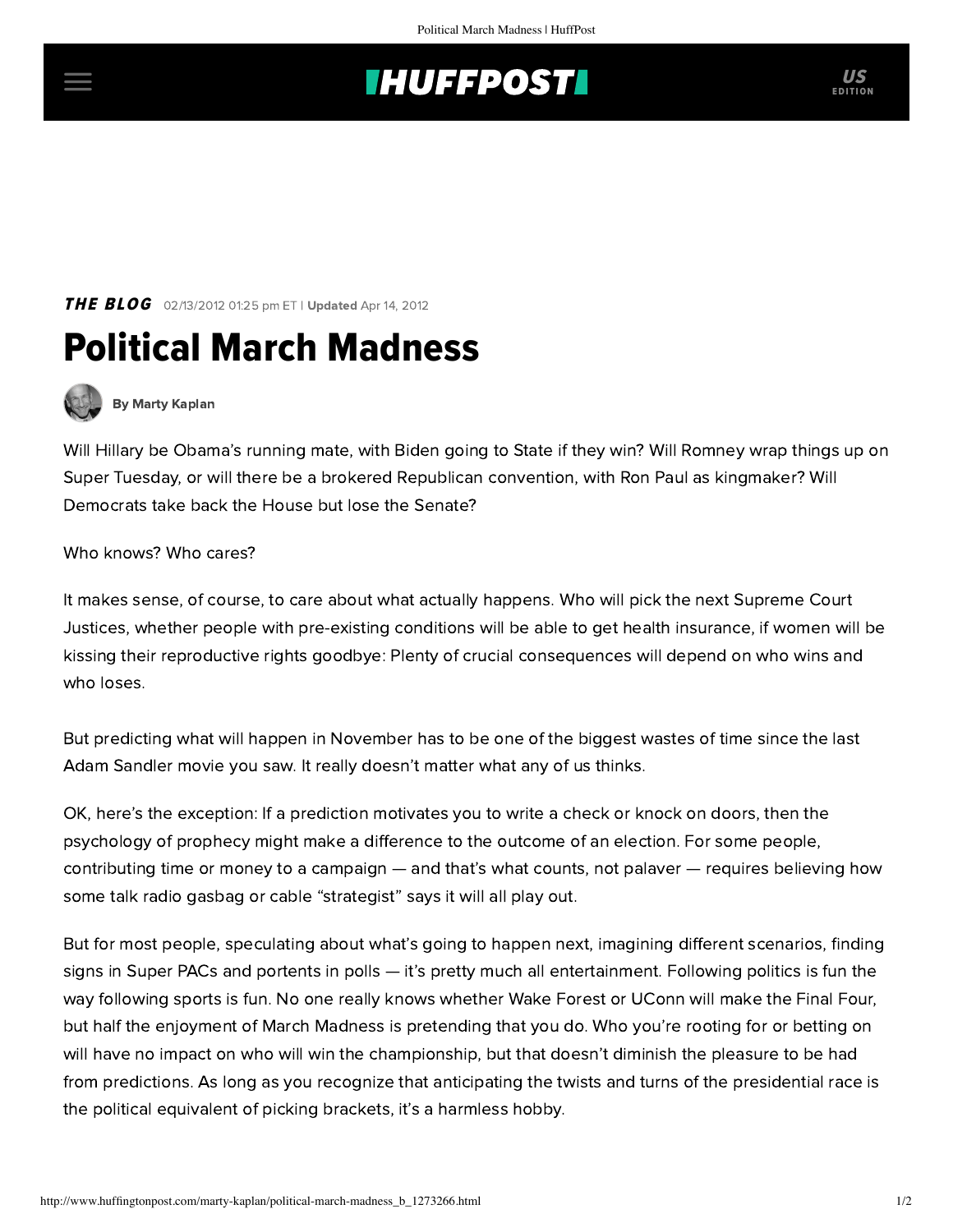**THE BLOG** 02/13/2012 01:25 pm ET | **Updated** Apr 14, 2012

# Political March Madness

By Marty Kaplan

Will Hillary be Obama's running mate, with Biden going to State if they win? Will Romney wrap things up on Super Tuesday, or will there be a brokered Republican convention, with Ron Paul as kingmaker? Will Democrats take back the House but lose the Senate?

Who knows? Who cares?

It makes sense, of course, to care about what actually happens. Who will pick the next Supreme Court Justices, whether people with pre-existing conditions will be able to get health insurance, if women will be kissing their reproductive rights goodbye: Plenty of crucial consequences will depend on who wins and who loses.

But predicting what will happen in November has to be one of the biggest wastes of time since the last Adam Sandler movie you saw. It really doesn't matter what any of us thinks.

OK, here's the exception: If a prediction motivates you to write a check or knock on doors, then the psychology of prophecy might make a difference to the outcome of an election. For some people, contributing time or money to a campaign — and that's what counts, not palaver — requires believing how some talk radio gasbag or cable "strategist" says it will all play out.

But for most people, speculating about what's going to happen next, imagining different scenarios, finding signs in Super PACs and portents in polls — it's pretty much all entertainment. Following politics is fun the way following sports is fun. No one really knows whether Wake Forest or UConn will make the Final Four, but half the enjoyment of March Madness is pretending that you do. Who you're rooting for or betting on will have no impact on who will win the championship, but that doesn't diminish the pleasure to be had from predictions. As long as you recognize that anticipating the twists and turns of the presidential race is the political equivalent of picking brackets, it's a harmless hobby.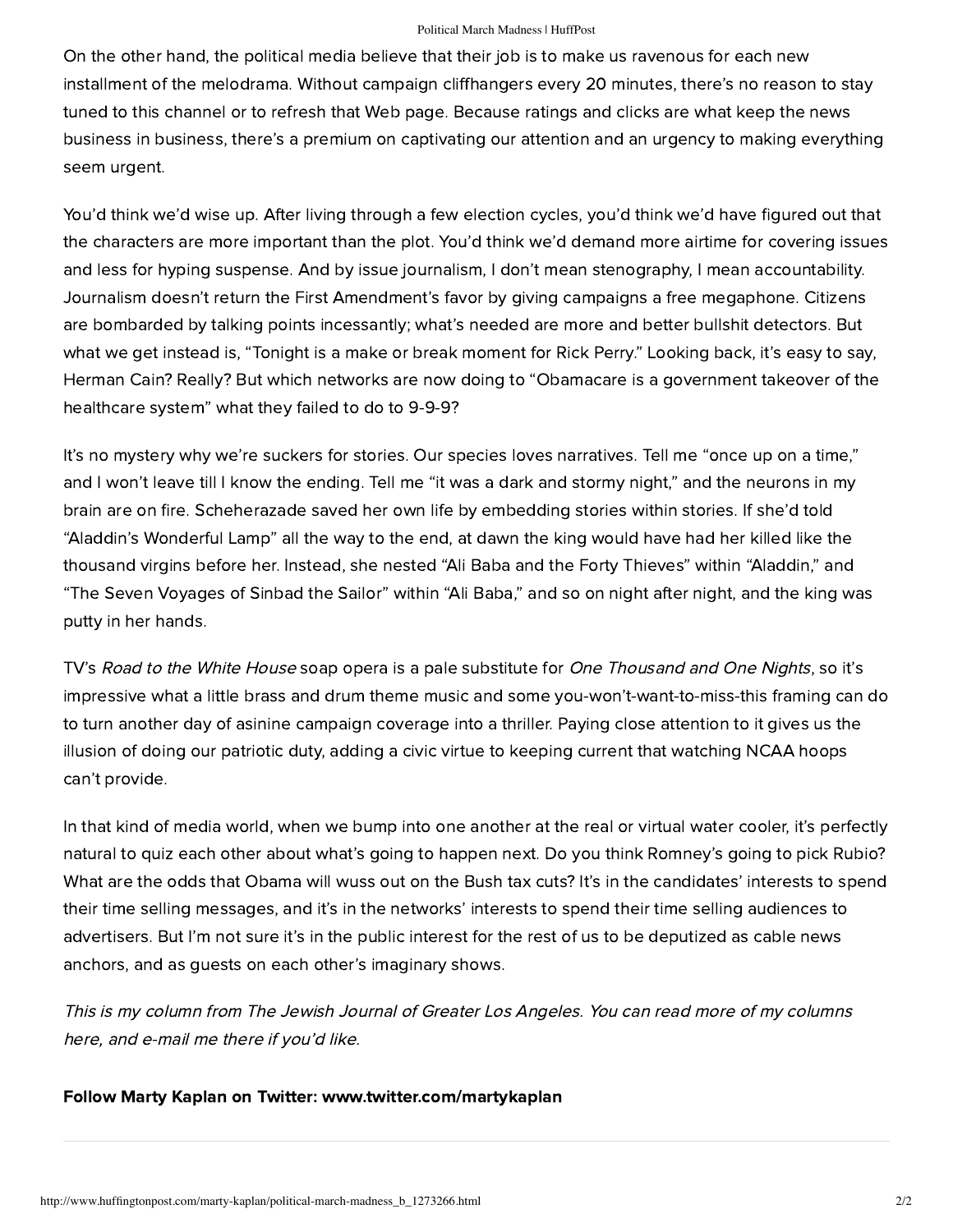On the other hand, the political media believe that their job is to make us ravenous for each new installment of the melodrama. Without campaign cliffhangers every 20 minutes, there's no reason to stay tuned to this channel or to refresh that Web page. Because ratings and clicks are what keep the news business in business, there's a premium on captivating our attention and an urgency to making everything seem urgent.

You'd think we'd wise up. After living through a few election cycles, you'd think we'd have figured out that the characters are more important than the plot. You'd think we'd demand more airtime for covering issues and less for hyping suspense. And by issue journalism, I don't mean stenography, I mean accountability. Journalism doesn't return the First Amendment's favor by giving campaigns a free megaphone. Citizens are bombarded by talking points incessantly; what's needed are more and better bullshit detectors. But what we get instead is, "Tonight is a make or break moment for Rick Perry." Looking back, it's easy to say, Herman Cain? Really? But which networks are now doing to "Obamacare is a government takeover of the healthcare system" what they failed to do to 9-9-9?

It's no mystery why we're suckers for stories. Our species loves narratives. Tell me "once up on a time," and I won't leave till I know the ending. Tell me "it was a dark and stormy night," and the neurons in my brain are on fire. Scheherazade saved her own life by embedding stories within stories. If she'd told "Aladdin's Wonderful Lamp" all the way to the end, at dawn the king would have had her killed like the thousand virgins before her. Instead, she nested "Ali Baba and the Forty Thieves" within "Aladdin," and "The Seven Voyages of Sinbad the Sailor" within "Ali Baba," and so on night after night, and the king was putty in her hands.

TV's *Road to the White House* soap opera is a pale substitute for *One Thousand and One Nights*, so it's impressive what a little brass and drum theme music and some you-won't-want-to-miss-this framing can do to turn another day of asinine campaign coverage into a thriller. Paying close attention to it gives us the illusion of doing our patriotic duty, adding a civic virtue to keeping current that watching NCAA hoops can't provide.

In that kind of media world, when we bump into one another at the real or virtual water cooler, it's perfectly natural to quiz each other about what's going to happen next. Do you think Romney's going to pick Rubio? What are the odds that Obama will wuss out on the Bush tax cuts? It's in the candidates' interests to spend their time selling messages, and it's in the networks' interests to spend their time selling audiences to advertisers. But I'm not sure it's in the public interest for the rest of us to be deputized as cable news anchors, and as guests on each other's imaginary shows.

*This is my column from The Jewish Journal of Greater Los Angeles. You can read more of my columns here, and e-mail me there if you'd like.*

**Follow Marty Kaplan on Twitter: www.twitter.com/martykaplan**